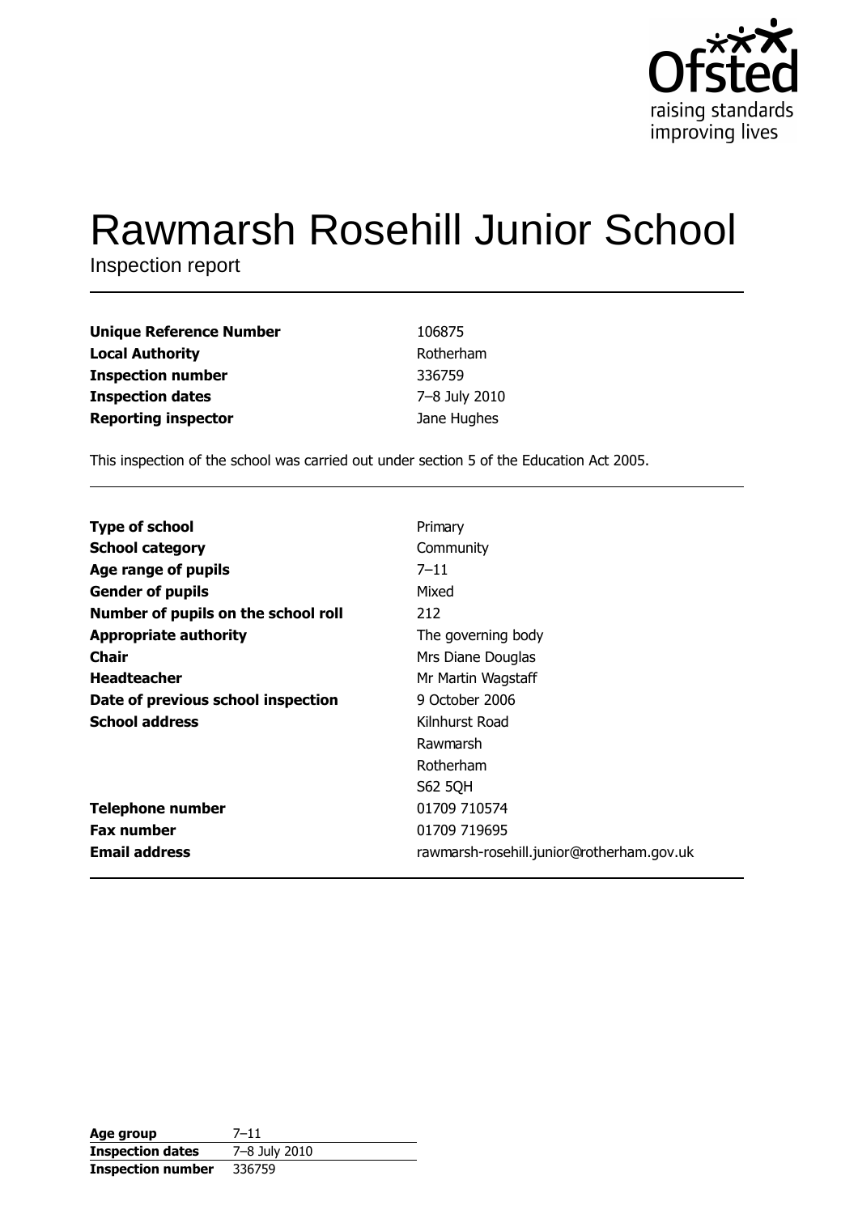Ofsted
raising standards
improving lives

# Rawmarsh Rosehill Junior School

Inspection report

| | |
|---|---|
| **Unique Reference Number** | 106875 |
| **Local Authority** | Rotherham |
| **Inspection number** | 336759 |
| **Inspection dates** | 7–8 July 2010 |
| **Reporting inspector** | Jane Hughes |

This inspection of the school was carried out under section 5 of the Education Act 2005.

| | |
|---|---|
| **Type of school** | Primary |
| **School category** | Community |
| **Age range of pupils** | 7–11 |
| **Gender of pupils** | Mixed |
| **Number of pupils on the school roll** | 212 |
| **Appropriate authority** | The governing body |
| **Chair** | Mrs Diane Douglas |
| **Headteacher** | Mr Martin Wagstaff |
| **Date of previous school inspection** | 9 October 2006 |
| **School address** | Kilnhurst Road<br>Rawmarsh<br>Rotherham<br>S62 5QH |
| **Telephone number** | 01709 710574 |
| **Fax number** | 01709 719695 |
| **Email address** | rawmarsh-rosehill.junior@rotherham.gov.uk |

| | |
|---|---|
| **Age group** | 7–11 |
| **Inspection dates** | 7–8 July 2010 |
| **Inspection number** | 336759 |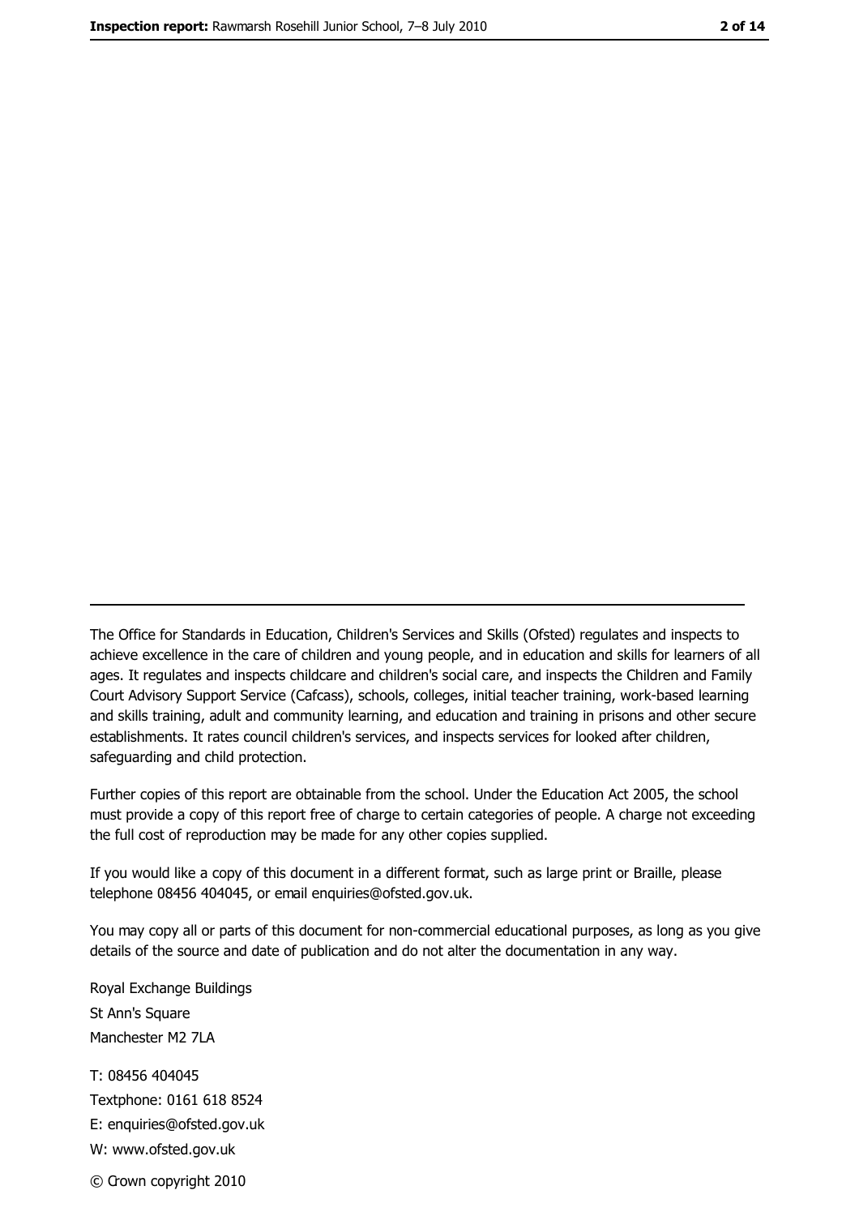The Office for Standards in Education, Children's Services and Skills (Ofsted) regulates and inspects to achieve excellence in the care of children and young people, and in education and skills for learners of all ages. It regulates and inspects childcare and children's social care, and inspects the Children and Family Court Advisory Support Service (Cafcass), schools, colleges, initial teacher training, work-based learning and skills training, adult and community learning, and education and training in prisons and other secure establishments. It rates council children's services, and inspects services for looked after children, safeguarding and child protection.

Further copies of this report are obtainable from the school. Under the Education Act 2005, the school must provide a copy of this report free of charge to certain categories of people. A charge not exceeding the full cost of reproduction may be made for any other copies supplied.

If you would like a copy of this document in a different format, such as large print or Braille, please telephone 08456 404045, or email enquiries@ofsted.gov.uk.

You may copy all or parts of this document for non-commercial educational purposes, as long as you give details of the source and date of publication and do not alter the documentation in any way.

Royal Exchange Buildings
St Ann's Square
Manchester M2 7LA

T: 08456 404045
Textphone: 0161 618 8524
E: enquiries@ofsted.gov.uk
W: www.ofsted.gov.uk

© Crown copyright 2010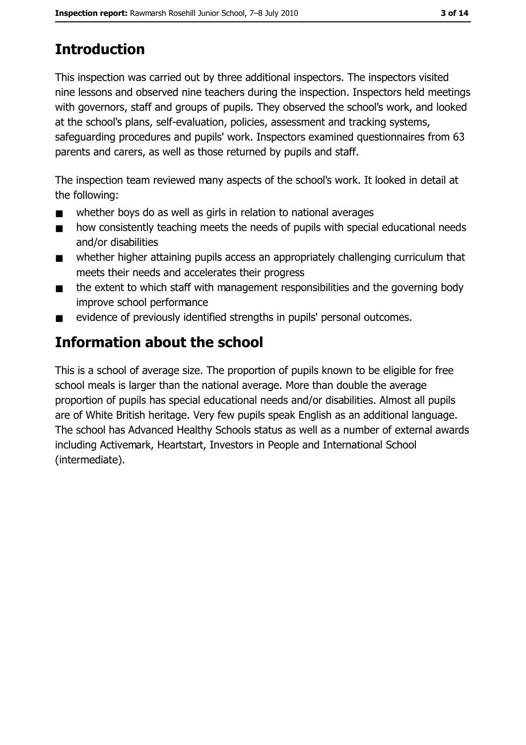# Introduction

This inspection was carried out by three additional inspectors. The inspectors visited nine lessons and observed nine teachers during the inspection. Inspectors held meetings with governors, staff and groups of pupils. They observed the school's work, and looked at the school's plans, self-evaluation, policies, assessment and tracking systems, safeguarding procedures and pupils' work. Inspectors examined questionnaires from 63 parents and carers, as well as those returned by pupils and staff.

The inspection team reviewed many aspects of the school's work. It looked in detail at the following:

- whether boys do as well as girls in relation to national averages
- how consistently teaching meets the needs of pupils with special educational needs and/or disabilities
- whether higher attaining pupils access an appropriately challenging curriculum that meets their needs and accelerates their progress
- the extent to which staff with management responsibilities and the governing body improve school performance
- evidence of previously identified strengths in pupils' personal outcomes.

# Information about the school

This is a school of average size. The proportion of pupils known to be eligible for free school meals is larger than the national average. More than double the average proportion of pupils has special educational needs and/or disabilities. Almost all pupils are of White British heritage. Very few pupils speak English as an additional language. The school has Advanced Healthy Schools status as well as a number of external awards including Activemark, Heartstart, Investors in People and International School (intermediate).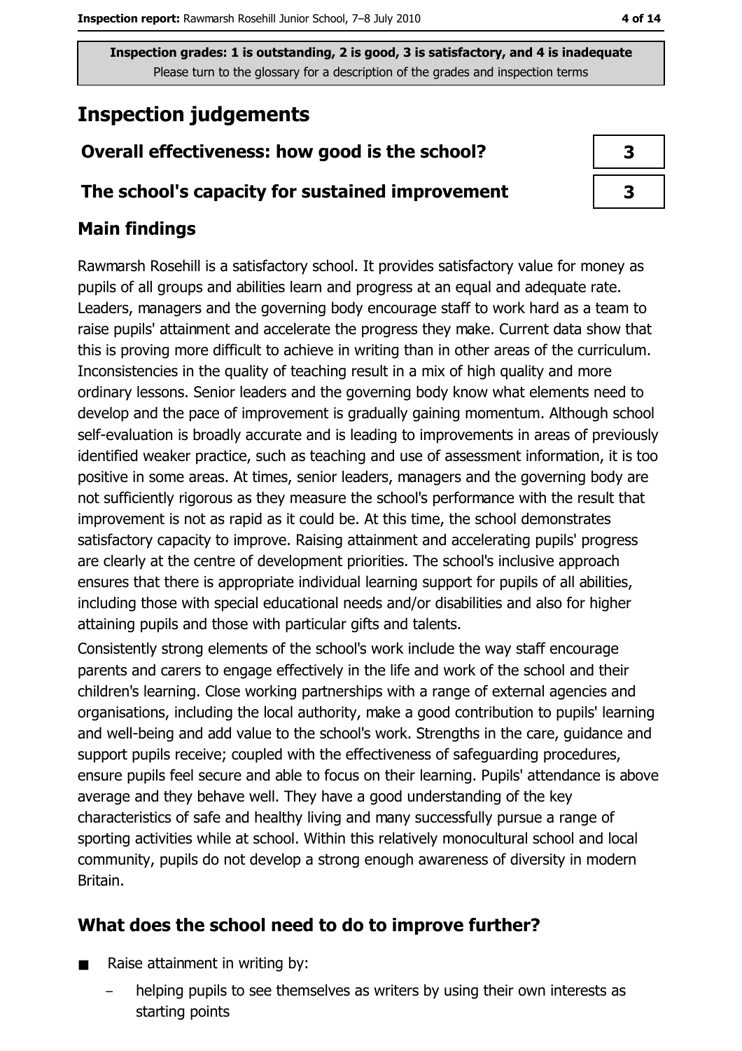Inspection grades: 1 is outstanding, 2 is good, 3 is satisfactory, and 4 is inadequate
Please turn to the glossary for a description of the grades and inspection terms

# Inspection judgements

| Overall effectiveness: how good is the school? | 3 |
| --- | --- |
| The school's capacity for sustained improvement | 3 |

## Main findings

Rawmarsh Rosehill is a satisfactory school. It provides satisfactory value for money as pupils of all groups and abilities learn and progress at an equal and adequate rate. Leaders, managers and the governing body encourage staff to work hard as a team to raise pupils' attainment and accelerate the progress they make. Current data show that this is proving more difficult to achieve in writing than in other areas of the curriculum. Inconsistencies in the quality of teaching result in a mix of high quality and more ordinary lessons. Senior leaders and the governing body know what elements need to develop and the pace of improvement is gradually gaining momentum. Although school self-evaluation is broadly accurate and is leading to improvements in areas of previously identified weaker practice, such as teaching and use of assessment information, it is too positive in some areas. At times, senior leaders, managers and the governing body are not sufficiently rigorous as they measure the school's performance with the result that improvement is not as rapid as it could be. At this time, the school demonstrates satisfactory capacity to improve. Raising attainment and accelerating pupils' progress are clearly at the centre of development priorities. The school's inclusive approach ensures that there is appropriate individual learning support for pupils of all abilities, including those with special educational needs and/or disabilities and also for higher attaining pupils and those with particular gifts and talents.

Consistently strong elements of the school's work include the way staff encourage parents and carers to engage effectively in the life and work of the school and their children's learning. Close working partnerships with a range of external agencies and organisations, including the local authority, make a good contribution to pupils' learning and well-being and add value to the school's work. Strengths in the care, guidance and support pupils receive; coupled with the effectiveness of safeguarding procedures, ensure pupils feel secure and able to focus on their learning. Pupils' attendance is above average and they behave well. They have a good understanding of the key characteristics of safe and healthy living and many successfully pursue a range of sporting activities while at school. Within this relatively monocultural school and local community, pupils do not develop a strong enough awareness of diversity in modern Britain.

## What does the school need to do to improve further?

- Raise attainment in writing by:
  - helping pupils to see themselves as writers by using their own interests as starting points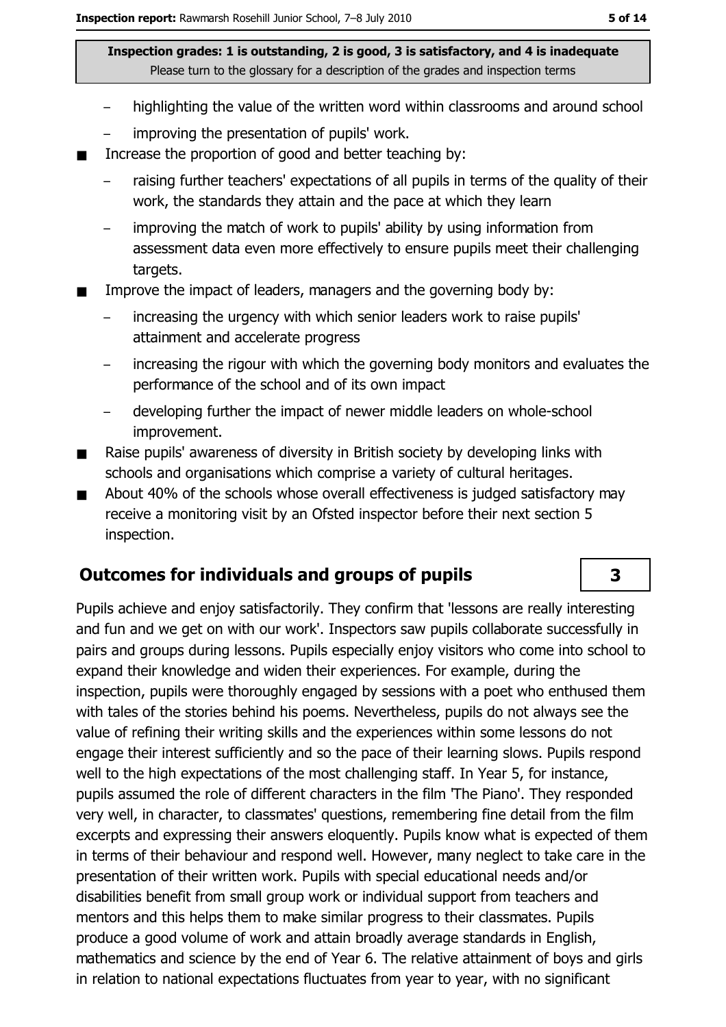**Inspection grades: 1 is outstanding, 2 is good, 3 is satisfactory, and 4 is inadequate**
Please turn to the glossary for a description of the grades and inspection terms

  - highlighting the value of the written word within classrooms and around school
  - improving the presentation of pupils' work.
- Increase the proportion of good and better teaching by:
  - raising further teachers' expectations of all pupils in terms of the quality of their work, the standards they attain and the pace at which they learn
  - improving the match of work to pupils' ability by using information from assessment data even more effectively to ensure pupils meet their challenging targets.
- Improve the impact of leaders, managers and the governing body by:
  - increasing the urgency with which senior leaders work to raise pupils' attainment and accelerate progress
  - increasing the rigour with which the governing body monitors and evaluates the performance of the school and of its own impact
  - developing further the impact of newer middle leaders on whole-school improvement.
- Raise pupils' awareness of diversity in British society by developing links with schools and organisations which comprise a variety of cultural heritages.
- About 40% of the schools whose overall effectiveness is judged satisfactory may receive a monitoring visit by an Ofsted inspector before their next section 5 inspection.

## Outcomes for individuals and groups of pupils — 3

Pupils achieve and enjoy satisfactorily. They confirm that 'lessons are really interesting and fun and we get on with our work'. Inspectors saw pupils collaborate successfully in pairs and groups during lessons. Pupils especially enjoy visitors who come into school to expand their knowledge and widen their experiences. For example, during the inspection, pupils were thoroughly engaged by sessions with a poet who enthused them with tales of the stories behind his poems. Nevertheless, pupils do not always see the value of refining their writing skills and the experiences within some lessons do not engage their interest sufficiently and so the pace of their learning slows. Pupils respond well to the high expectations of the most challenging staff. In Year 5, for instance, pupils assumed the role of different characters in the film 'The Piano'. They responded very well, in character, to classmates' questions, remembering fine detail from the film excerpts and expressing their answers eloquently. Pupils know what is expected of them in terms of their behaviour and respond well. However, many neglect to take care in the presentation of their written work. Pupils with special educational needs and/or disabilities benefit from small group work or individual support from teachers and mentors and this helps them to make similar progress to their classmates. Pupils produce a good volume of work and attain broadly average standards in English, mathematics and science by the end of Year 6. The relative attainment of boys and girls in relation to national expectations fluctuates from year to year, with no significant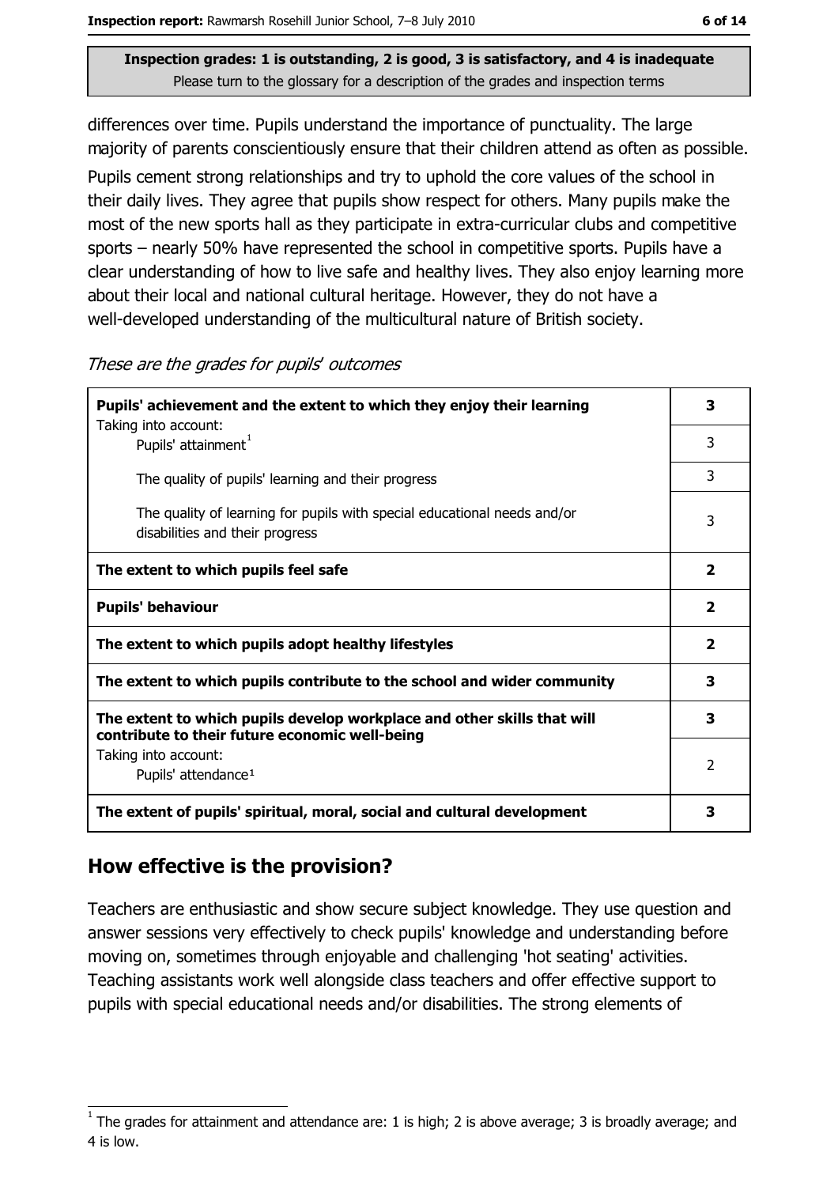Inspection grades: 1 is outstanding, 2 is good, 3 is satisfactory, and 4 is inadequate
Please turn to the glossary for a description of the grades and inspection terms

differences over time. Pupils understand the importance of punctuality. The large majority of parents conscientiously ensure that their children attend as often as possible.

Pupils cement strong relationships and try to uphold the core values of the school in their daily lives. They agree that pupils show respect for others. Many pupils make the most of the new sports hall as they participate in extra-curricular clubs and competitive sports – nearly 50% have represented the school in competitive sports. Pupils have a clear understanding of how to live safe and healthy lives. They also enjoy learning more about their local and national cultural heritage. However, they do not have a well-developed understanding of the multicultural nature of British society.

*These are the grades for pupils' outcomes*

| | |
|---|---|
| **Pupils' achievement and the extent to which they enjoy their learning** | **3** |
| Taking into account: Pupils' attainment[1] | 3 |
| The quality of pupils' learning and their progress | 3 |
| The quality of learning for pupils with special educational needs and/or disabilities and their progress | 3 |
| **The extent to which pupils feel safe** | **2** |
| **Pupils' behaviour** | **2** |
| **The extent to which pupils adopt healthy lifestyles** | **2** |
| **The extent to which pupils contribute to the school and wider community** | **3** |
| **The extent to which pupils develop workplace and other skills that will contribute to their future economic well-being** | **3** |
| Taking into account: Pupils' attendance[1] | 2 |
| **The extent of pupils' spiritual, moral, social and cultural development** | **3** |

## How effective is the provision?

Teachers are enthusiastic and show secure subject knowledge. They use question and answer sessions very effectively to check pupils' knowledge and understanding before moving on, sometimes through enjoyable and challenging 'hot seating' activities. Teaching assistants work well alongside class teachers and offer effective support to pupils with special educational needs and/or disabilities. The strong elements of

[1] The grades for attainment and attendance are: 1 is high; 2 is above average; 3 is broadly average; and 4 is low.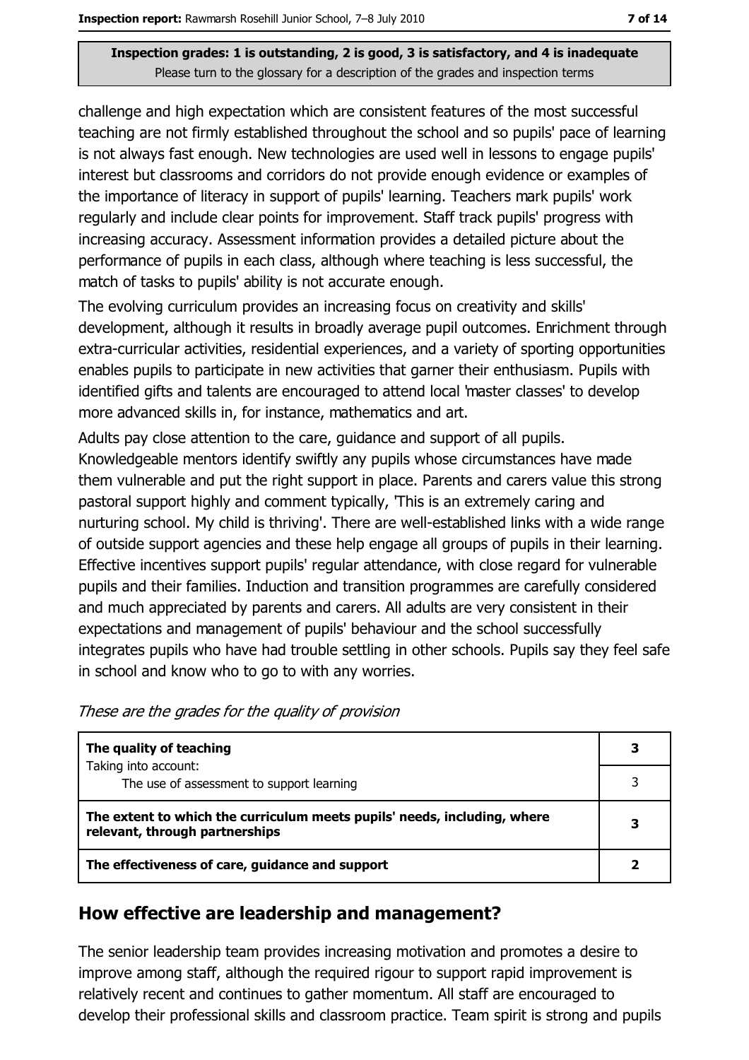Inspection grades: 1 is outstanding, 2 is good, 3 is satisfactory, and 4 is inadequate
Please turn to the glossary for a description of the grades and inspection terms

challenge and high expectation which are consistent features of the most successful teaching are not firmly established throughout the school and so pupils' pace of learning is not always fast enough. New technologies are used well in lessons to engage pupils' interest but classrooms and corridors do not provide enough evidence or examples of the importance of literacy in support of pupils' learning. Teachers mark pupils' work regularly and include clear points for improvement. Staff track pupils' progress with increasing accuracy. Assessment information provides a detailed picture about the performance of pupils in each class, although where teaching is less successful, the match of tasks to pupils' ability is not accurate enough.

The evolving curriculum provides an increasing focus on creativity and skills' development, although it results in broadly average pupil outcomes. Enrichment through extra-curricular activities, residential experiences, and a variety of sporting opportunities enables pupils to participate in new activities that garner their enthusiasm. Pupils with identified gifts and talents are encouraged to attend local 'master classes' to develop more advanced skills in, for instance, mathematics and art.

Adults pay close attention to the care, guidance and support of all pupils. Knowledgeable mentors identify swiftly any pupils whose circumstances have made them vulnerable and put the right support in place. Parents and carers value this strong pastoral support highly and comment typically, 'This is an extremely caring and nurturing school. My child is thriving'. There are well-established links with a wide range of outside support agencies and these help engage all groups of pupils in their learning. Effective incentives support pupils' regular attendance, with close regard for vulnerable pupils and their families. Induction and transition programmes are carefully considered and much appreciated by parents and carers. All adults are very consistent in their expectations and management of pupils' behaviour and the school successfully integrates pupils who have had trouble settling in other schools. Pupils say they feel safe in school and know who to go to with any worries.

*These are the grades for the quality of provision*

| | |
|---|---|
| **The quality of teaching** | **3** |
| Taking into account: The use of assessment to support learning | 3 |
| **The extent to which the curriculum meets pupils' needs, including, where relevant, through partnerships** | **3** |
| **The effectiveness of care, guidance and support** | **2** |

## How effective are leadership and management?

The senior leadership team provides increasing motivation and promotes a desire to improve among staff, although the required rigour to support rapid improvement is relatively recent and continues to gather momentum. All staff are encouraged to develop their professional skills and classroom practice. Team spirit is strong and pupils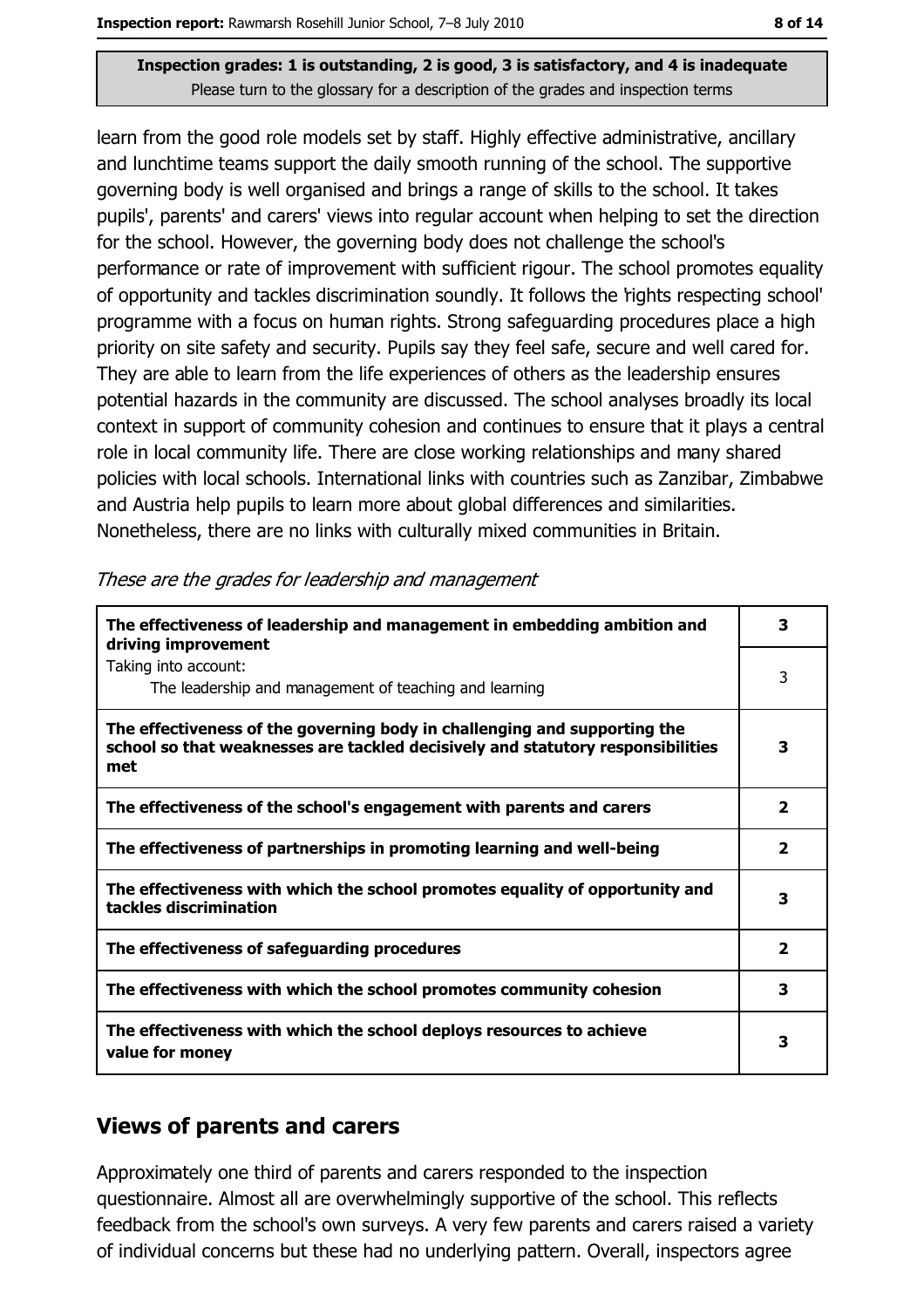Inspection grades: 1 is outstanding, 2 is good, 3 is satisfactory, and 4 is inadequate
Please turn to the glossary for a description of the grades and inspection terms

learn from the good role models set by staff. Highly effective administrative, ancillary and lunchtime teams support the daily smooth running of the school. The supportive governing body is well organised and brings a range of skills to the school. It takes pupils', parents' and carers' views into regular account when helping to set the direction for the school. However, the governing body does not challenge the school's performance or rate of improvement with sufficient rigour. The school promotes equality of opportunity and tackles discrimination soundly. It follows the 'rights respecting school' programme with a focus on human rights. Strong safeguarding procedures place a high priority on site safety and security. Pupils say they feel safe, secure and well cared for. They are able to learn from the life experiences of others as the leadership ensures potential hazards in the community are discussed. The school analyses broadly its local context in support of community cohesion and continues to ensure that it plays a central role in local community life. There are close working relationships and many shared policies with local schools. International links with countries such as Zanzibar, Zimbabwe and Austria help pupils to learn more about global differences and similarities. Nonetheless, there are no links with culturally mixed communities in Britain.

*These are the grades for leadership and management*

| | |
|---|---|
| **The effectiveness of leadership and management in embedding ambition and driving improvement** | **3** |
| Taking into account: The leadership and management of teaching and learning | 3 |
| **The effectiveness of the governing body in challenging and supporting the school so that weaknesses are tackled decisively and statutory responsibilities met** | **3** |
| **The effectiveness of the school's engagement with parents and carers** | **2** |
| **The effectiveness of partnerships in promoting learning and well-being** | **2** |
| **The effectiveness with which the school promotes equality of opportunity and tackles discrimination** | **3** |
| **The effectiveness of safeguarding procedures** | **2** |
| **The effectiveness with which the school promotes community cohesion** | **3** |
| **The effectiveness with which the school deploys resources to achieve value for money** | **3** |

## Views of parents and carers

Approximately one third of parents and carers responded to the inspection questionnaire. Almost all are overwhelmingly supportive of the school. This reflects feedback from the school's own surveys. A very few parents and carers raised a variety of individual concerns but these had no underlying pattern. Overall, inspectors agree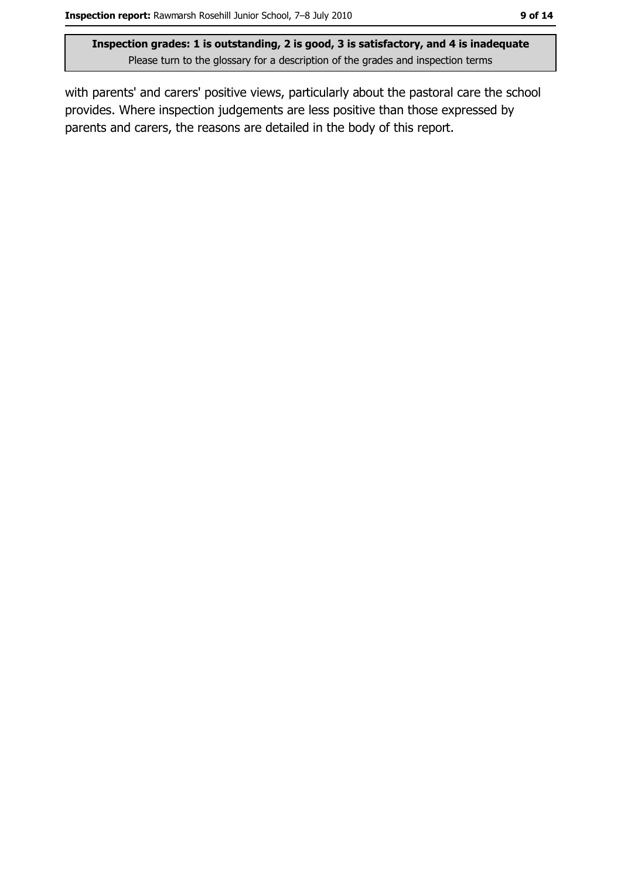with parents' and carers' positive views, particularly about the pastoral care the school provides. Where inspection judgements are less positive than those expressed by parents and carers, the reasons are detailed in the body of this report.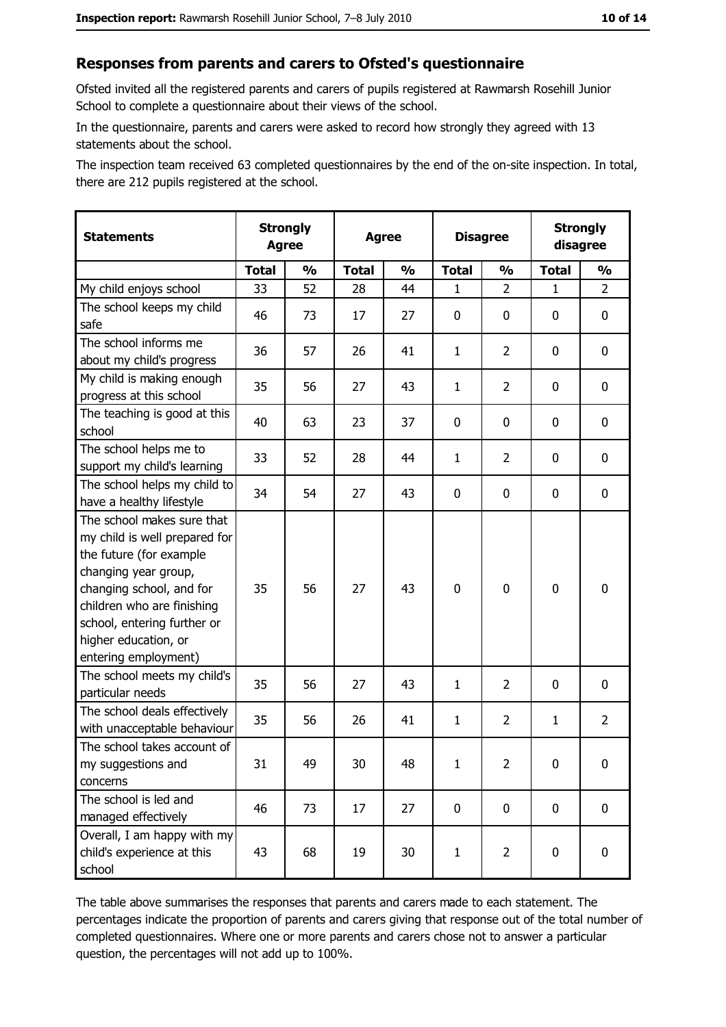## Responses from parents and carers to Ofsted's questionnaire

Ofsted invited all the registered parents and carers of pupils registered at Rawmarsh Rosehill Junior School to complete a questionnaire about their views of the school.

In the questionnaire, parents and carers were asked to record how strongly they agreed with 13 statements about the school.

The inspection team received 63 completed questionnaires by the end of the on-site inspection. In total, there are 212 pupils registered at the school.

| Statements | Strongly Agree | | Agree | | Disagree | | Strongly disagree | |
|---|---|---|---|---|---|---|---|---|
| | Total | % | Total | % | Total | % | Total | % |
| My child enjoys school | 33 | 52 | 28 | 44 | 1 | 2 | 1 | 2 |
| The school keeps my child safe | 46 | 73 | 17 | 27 | 0 | 0 | 0 | 0 |
| The school informs me about my child's progress | 36 | 57 | 26 | 41 | 1 | 2 | 0 | 0 |
| My child is making enough progress at this school | 35 | 56 | 27 | 43 | 1 | 2 | 0 | 0 |
| The teaching is good at this school | 40 | 63 | 23 | 37 | 0 | 0 | 0 | 0 |
| The school helps me to support my child's learning | 33 | 52 | 28 | 44 | 1 | 2 | 0 | 0 |
| The school helps my child to have a healthy lifestyle | 34 | 54 | 27 | 43 | 0 | 0 | 0 | 0 |
| The school makes sure that my child is well prepared for the future (for example changing year group, changing school, and for children who are finishing school, entering further or higher education, or entering employment) | 35 | 56 | 27 | 43 | 0 | 0 | 0 | 0 |
| The school meets my child's particular needs | 35 | 56 | 27 | 43 | 1 | 2 | 0 | 0 |
| The school deals effectively with unacceptable behaviour | 35 | 56 | 26 | 41 | 1 | 2 | 1 | 2 |
| The school takes account of my suggestions and concerns | 31 | 49 | 30 | 48 | 1 | 2 | 0 | 0 |
| The school is led and managed effectively | 46 | 73 | 17 | 27 | 0 | 0 | 0 | 0 |
| Overall, I am happy with my child's experience at this school | 43 | 68 | 19 | 30 | 1 | 2 | 0 | 0 |

The table above summarises the responses that parents and carers made to each statement. The percentages indicate the proportion of parents and carers giving that response out of the total number of completed questionnaires. Where one or more parents and carers chose not to answer a particular question, the percentages will not add up to 100%.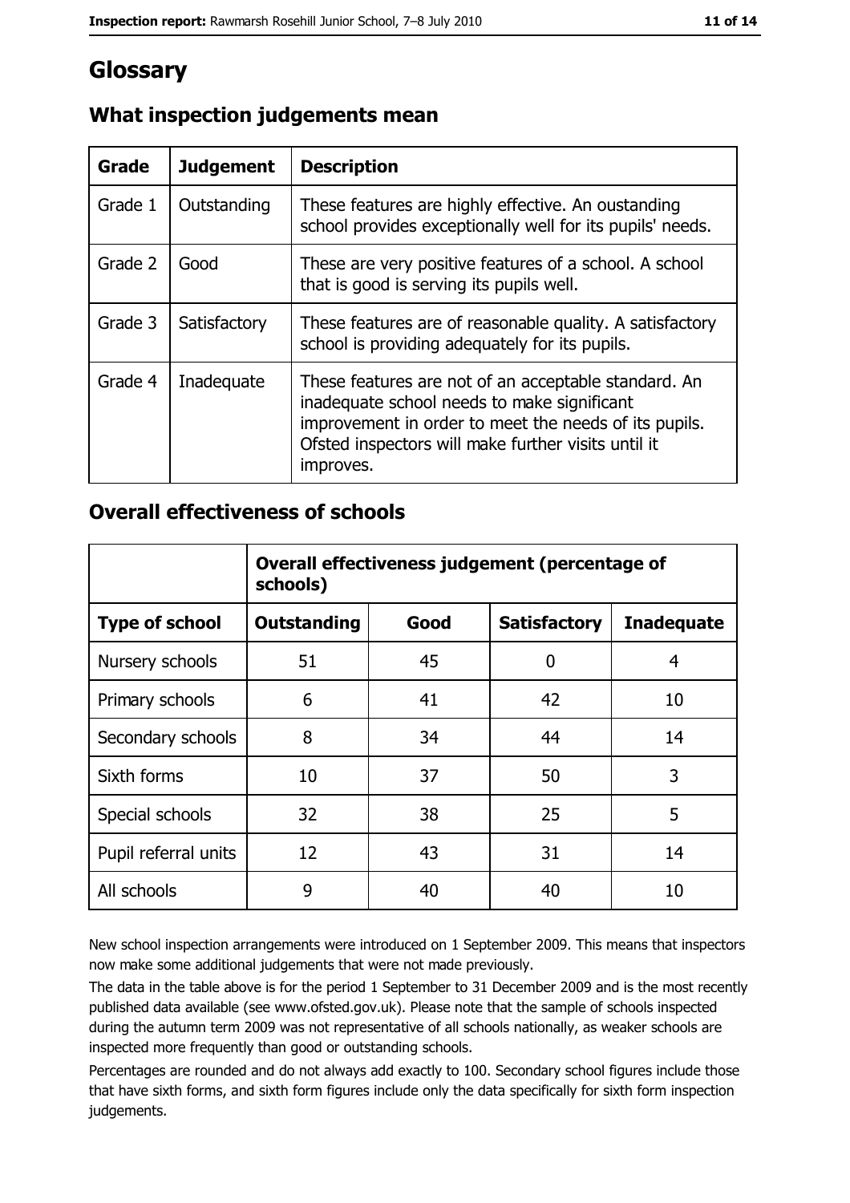# Glossary

## What inspection judgements mean

| Grade | Judgement | Description |
| --- | --- | --- |
| Grade 1 | Outstanding | These features are highly effective. An oustanding school provides exceptionally well for its pupils' needs. |
| Grade 2 | Good | These are very positive features of a school. A school that is good is serving its pupils well. |
| Grade 3 | Satisfactory | These features are of reasonable quality. A satisfactory school is providing adequately for its pupils. |
| Grade 4 | Inadequate | These features are not of an acceptable standard. An inadequate school needs to make significant improvement in order to meet the needs of its pupils. Ofsted inspectors will make further visits until it improves. |

## Overall effectiveness of schools

| | Overall effectiveness judgement (percentage of schools) | | | |
| --- | --- | --- | --- | --- |
| **Type of school** | **Outstanding** | **Good** | **Satisfactory** | **Inadequate** |
| Nursery schools | 51 | 45 | 0 | 4 |
| Primary schools | 6 | 41 | 42 | 10 |
| Secondary schools | 8 | 34 | 44 | 14 |
| Sixth forms | 10 | 37 | 50 | 3 |
| Special schools | 32 | 38 | 25 | 5 |
| Pupil referral units | 12 | 43 | 31 | 14 |
| All schools | 9 | 40 | 40 | 10 |

New school inspection arrangements were introduced on 1 September 2009. This means that inspectors now make some additional judgements that were not made previously.

The data in the table above is for the period 1 September to 31 December 2009 and is the most recently published data available (see www.ofsted.gov.uk). Please note that the sample of schools inspected during the autumn term 2009 was not representative of all schools nationally, as weaker schools are inspected more frequently than good or outstanding schools.

Percentages are rounded and do not always add exactly to 100. Secondary school figures include those that have sixth forms, and sixth form figures include only the data specifically for sixth form inspection judgements.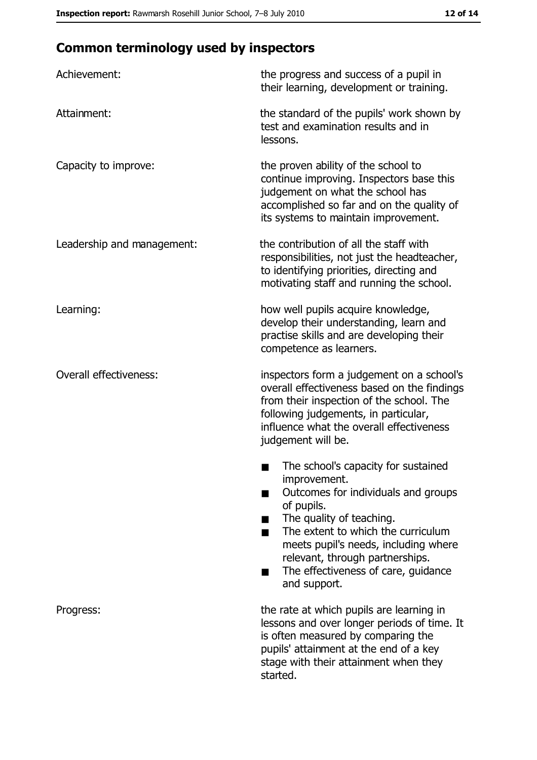## Common terminology used by inspectors

| | |
|---|---|
| Achievement: | the progress and success of a pupil in their learning, development or training. |
| Attainment: | the standard of the pupils' work shown by test and examination results and in lessons. |
| Capacity to improve: | the proven ability of the school to continue improving. Inspectors base this judgement on what the school has accomplished so far and on the quality of its systems to maintain improvement. |
| Leadership and management: | the contribution of all the staff with responsibilities, not just the headteacher, to identifying priorities, directing and motivating staff and running the school. |
| Learning: | how well pupils acquire knowledge, develop their understanding, learn and practise skills and are developing their competence as learners. |
| Overall effectiveness: | inspectors form a judgement on a school's overall effectiveness based on the findings from their inspection of the school. The following judgements, in particular, influence what the overall effectiveness judgement will be.<br>■ The school's capacity for sustained improvement.<br>■ Outcomes for individuals and groups of pupils.<br>■ The quality of teaching.<br>■ The extent to which the curriculum meets pupil's needs, including where relevant, through partnerships.<br>■ The effectiveness of care, guidance and support. |
| Progress: | the rate at which pupils are learning in lessons and over longer periods of time. It is often measured by comparing the pupils' attainment at the end of a key stage with their attainment when they started. |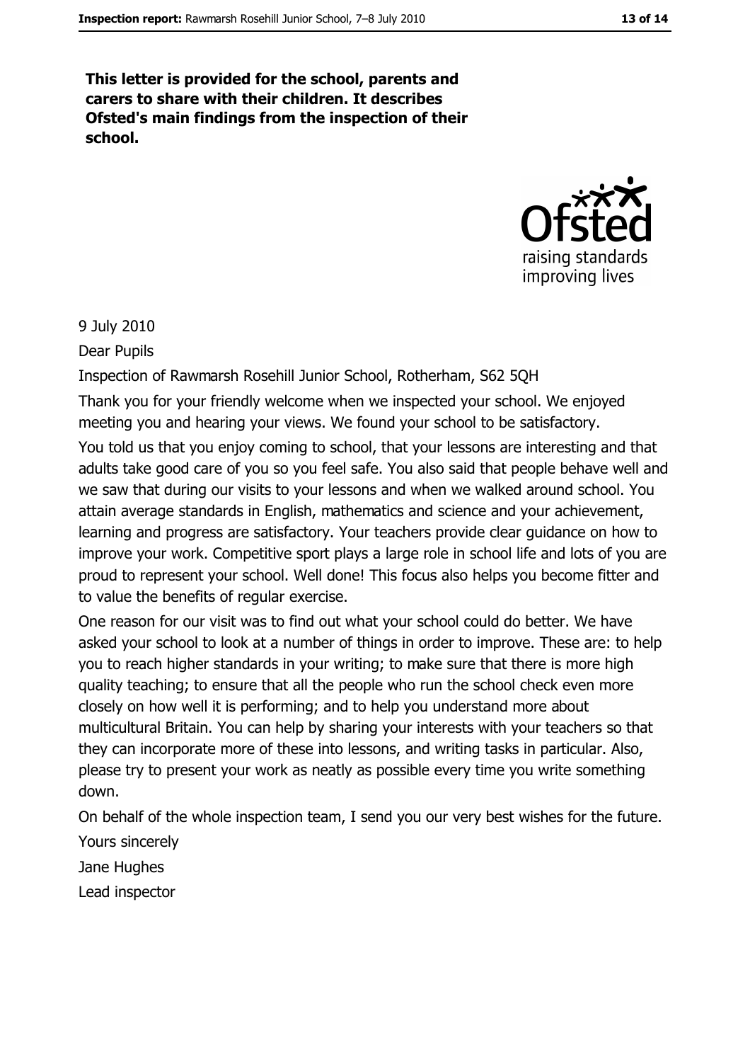**This letter is provided for the school, parents and carers to share with their children. It describes Ofsted's main findings from the inspection of their school.**

9 July 2010

Dear Pupils

Inspection of Rawmarsh Rosehill Junior School, Rotherham, S62 5QH

Thank you for your friendly welcome when we inspected your school. We enjoyed meeting you and hearing your views. We found your school to be satisfactory.

You told us that you enjoy coming to school, that your lessons are interesting and that adults take good care of you so you feel safe. You also said that people behave well and we saw that during our visits to your lessons and when we walked around school. You attain average standards in English, mathematics and science and your achievement, learning and progress are satisfactory. Your teachers provide clear guidance on how to improve your work. Competitive sport plays a large role in school life and lots of you are proud to represent your school. Well done! This focus also helps you become fitter and to value the benefits of regular exercise.

One reason for our visit was to find out what your school could do better. We have asked your school to look at a number of things in order to improve. These are: to help you to reach higher standards in your writing; to make sure that there is more high quality teaching; to ensure that all the people who run the school check even more closely on how well it is performing; and to help you understand more about multicultural Britain. You can help by sharing your interests with your teachers so that they can incorporate more of these into lessons, and writing tasks in particular. Also, please try to present your work as neatly as possible every time you write something down.

On behalf of the whole inspection team, I send you our very best wishes for the future.

Yours sincerely

Jane Hughes

Lead inspector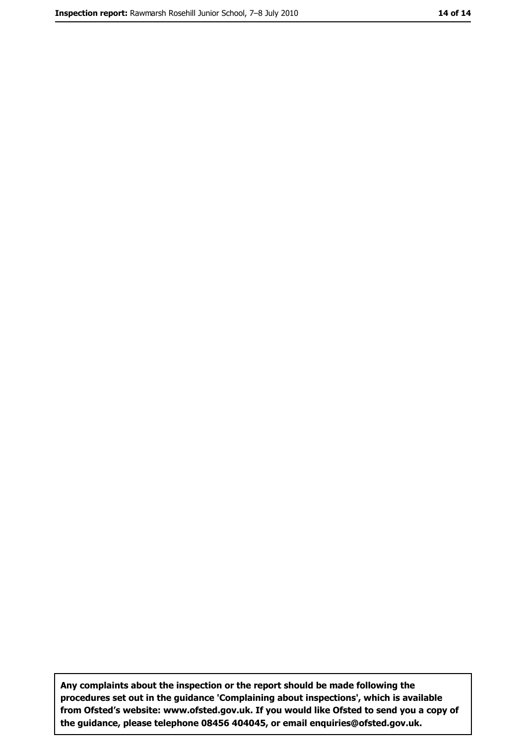**Any complaints about the inspection or the report should be made following the procedures set out in the guidance 'Complaining about inspections', which is available from Ofsted's website: www.ofsted.gov.uk. If you would like Ofsted to send you a copy of the guidance, please telephone 08456 404045, or email enquiries@ofsted.gov.uk.**